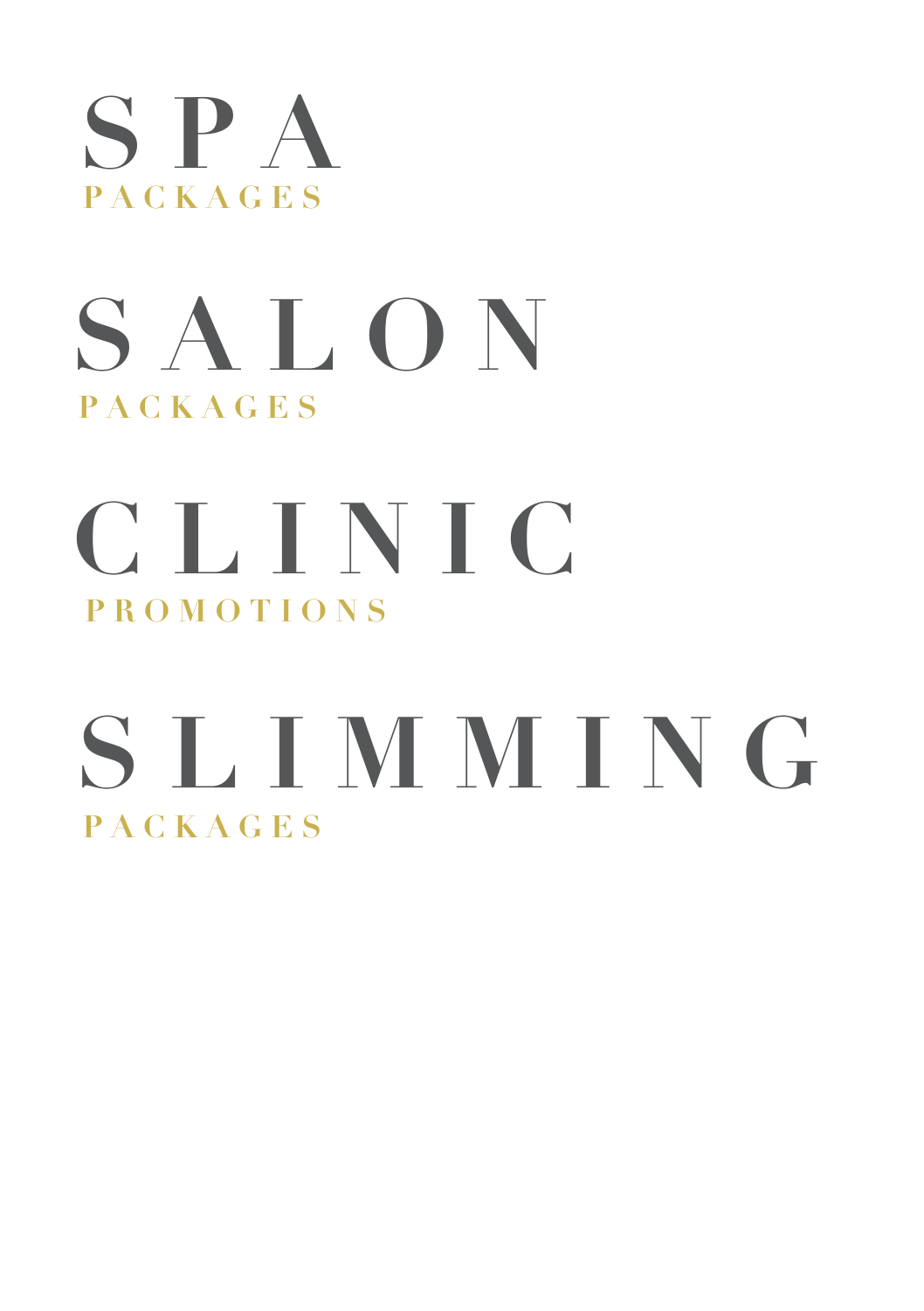# SPA
PACKAGES

# SALON
PACKAGES

# CLINIC
PROMOTIONS

# SLIMMING
PACKAGES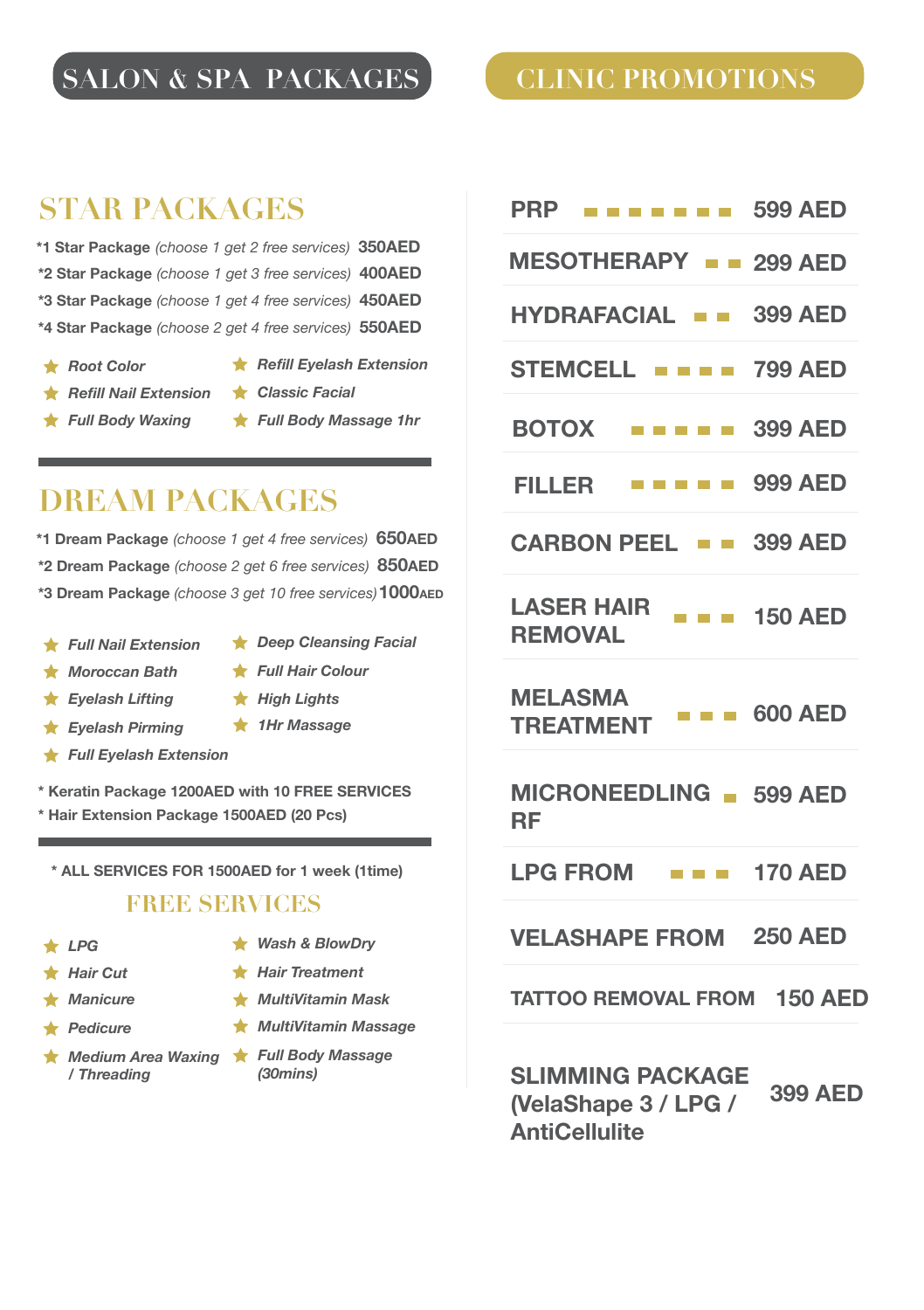# SALON & SPA PACKAGES

## STAR PACKAGES

*1 Star Package *(choose 1 get 2 free services)* 350AED
*2 Star Package *(choose 1 get 3 free services)* 400AED
*3 Star Package *(choose 1 get 4 free services)* 450AED
*4 Star Package *(choose 2 get 4 free services)* 550AED

- *Root Color*
- *Refill Nail Extension*
- *Full Body Waxing*
- *Refill Eyelash Extension*
- *Classic Facial*
- *Full Body Massage 1hr*

## DREAM PACKAGES

*1 Dream Package *(choose 1 get 4 free services)* 650AED
*2 Dream Package *(choose 2 get 6 free services)* 850AED
*3 Dream Package *(choose 3 get 10 free services)* 1000AED

- *Full Nail Extension*
- *Moroccan Bath*
- *Eyelash Lifting*
- *Eyelash Pirming*
- *Full Eyelash Extension*
- *Deep Cleansing Facial*
- *Full Hair Colour*
- *High Lights*
- *1Hr Massage*

* Keratin Package 1200AED with 10 FREE SERVICES
* Hair Extension Package 1500AED (20 Pcs)

* ALL SERVICES FOR 1500AED for 1 week (1time)

## FREE SERVICES

- *LPG*
- *Hair Cut*
- *Manicure*
- *Pedicure*
- *Medium Area Waxing / Threading*
- *Wash & BlowDry*
- *Hair Treatment*
- *MultiVitamin Mask*
- *MultiVitamin Massage*
- *Full Body Massage (30mins)*

# CLINIC PROMOTIONS

| Treatment | Price |
|---|---|
| PRP | 599 AED |
| MESOTHERAPY | 299 AED |
| HYDRAFACIAL | 399 AED |
| STEMCELL | 799 AED |
| BOTOX | 399 AED |
| FILLER | 999 AED |
| CARBON PEEL | 399 AED |
| LASER HAIR REMOVAL | 150 AED |
| MELASMA TREATMENT | 600 AED |
| MICRONEEDLING RF | 599 AED |
| LPG FROM | 170 AED |
| VELASHAPE FROM | 250 AED |
| TATTOO REMOVAL FROM | 150 AED |
| SLIMMING PACKAGE (VelaShape 3 / LPG / AntiCellulite | 399 AED |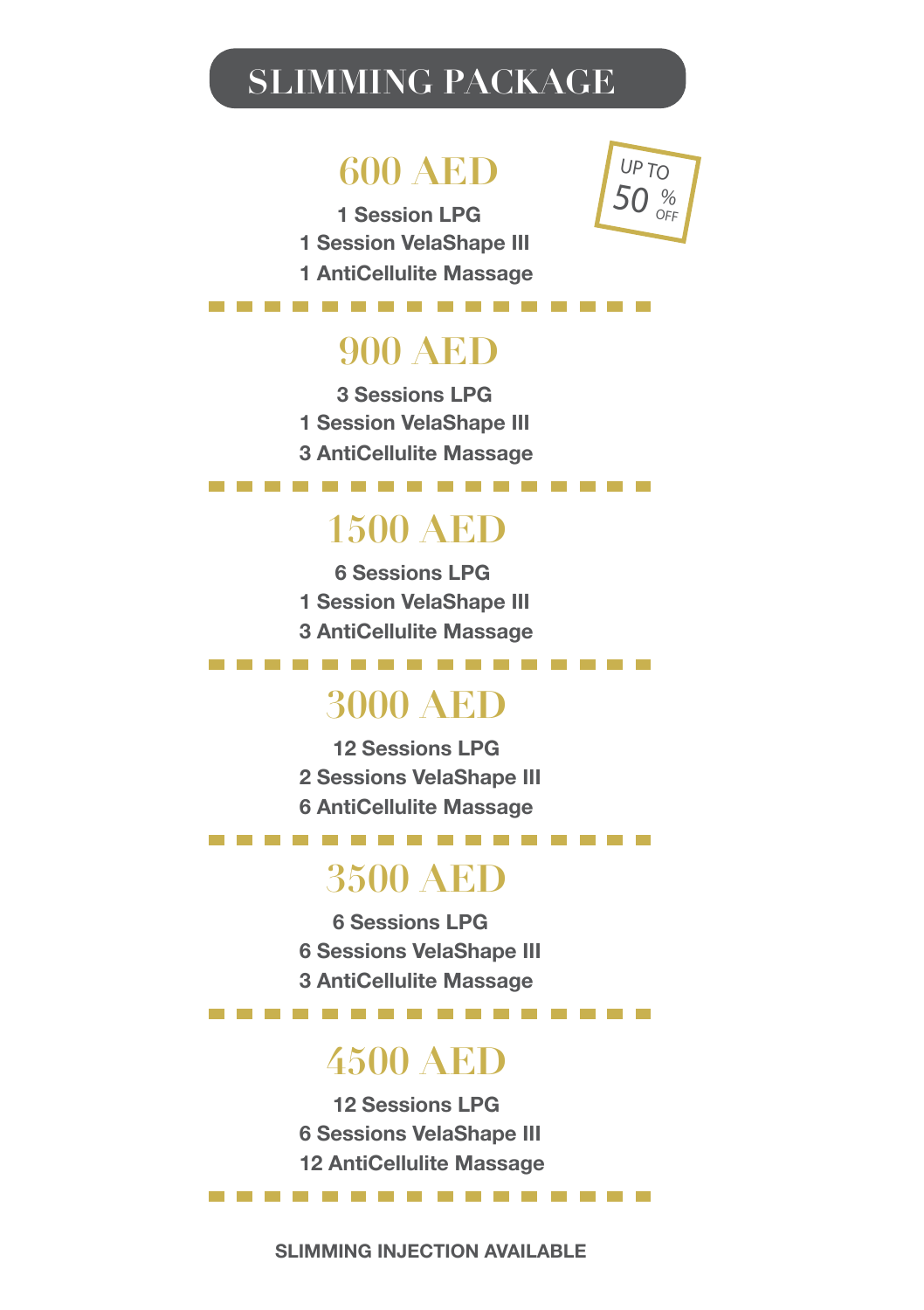# SLIMMING PACKAGE

UP TO 50 % OFF

## 600 AED

**1 Session LPG**
**1 Session VelaShape III**
**1 AntiCellulite Massage**

## 900 AED

**3 Sessions LPG**
**1 Session VelaShape III**
**3 AntiCellulite Massage**

## 1500 AED

**6 Sessions LPG**
**1 Session VelaShape III**
**3 AntiCellulite Massage**

## 3000 AED

**12 Sessions LPG**
**2 Sessions VelaShape III**
**6 AntiCellulite Massage**

## 3500 AED

**6 Sessions LPG**
**6 Sessions VelaShape III**
**3 AntiCellulite Massage**

## 4500 AED

**12 Sessions LPG**
**6 Sessions VelaShape III**
**12 AntiCellulite Massage**

**SLIMMING INJECTION AVAILABLE**